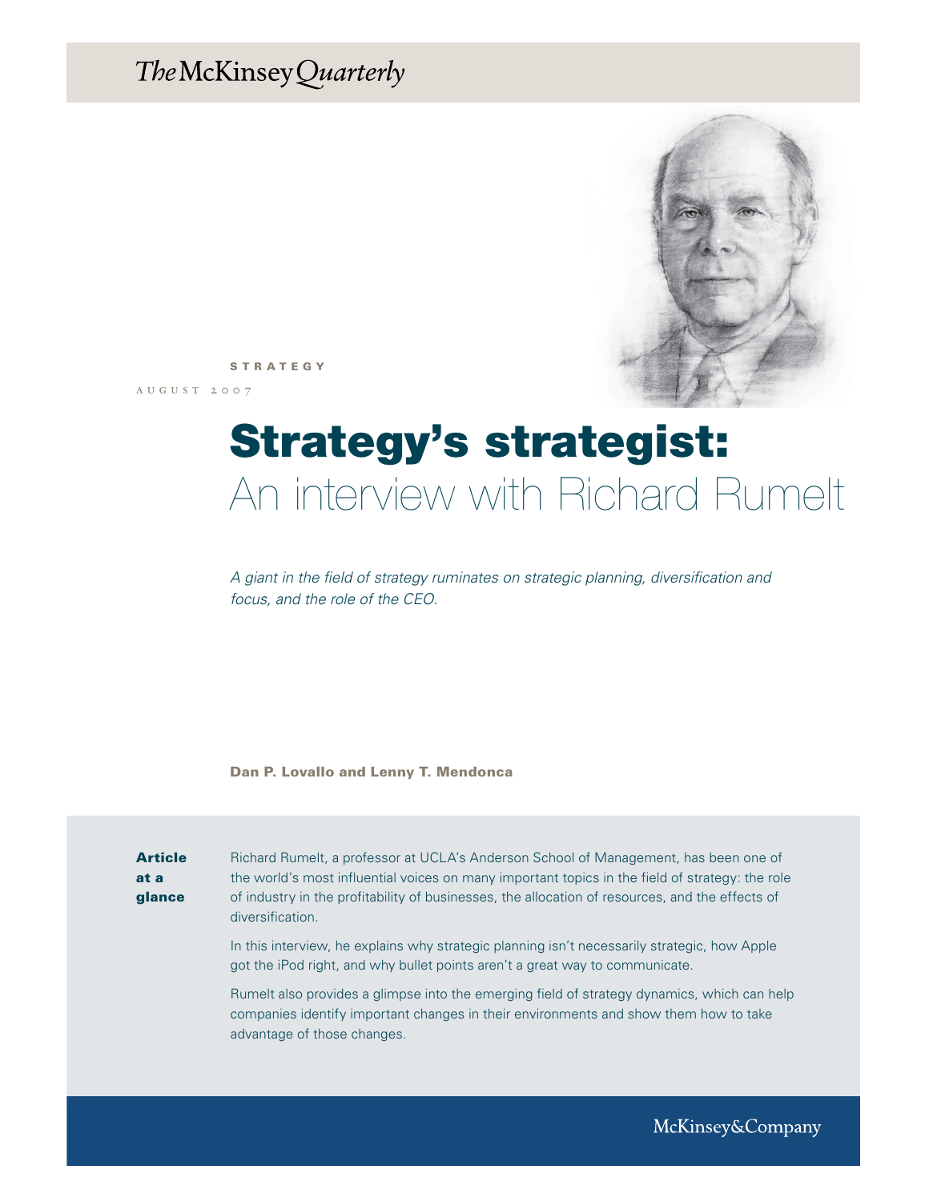The McKinsey Quarterly

STRATEGY

AUGUST 2007

# Strategy's strategist: An interview with Richard Rumelt

*A giant in the field of strategy ruminates on strategic planning, diversification and focus, and the role of the CEO.*

**Dan P. Lovallo and Lenny T. Mendonca**

**Article at a glance**

Richard Rumelt, a professor at UCLA's Anderson School of Management, has been one of the world's most influential voices on many important topics in the field of strategy: the role of industry in the profitability of businesses, the allocation of resources, and the effects of diversification.

In this interview, he explains why strategic planning isn't necessarily strategic, how Apple got the iPod right, and why bullet points aren't a great way to communicate.

Rumelt also provides a glimpse into the emerging field of strategy dynamics, which can help companies identify important changes in their environments and show them how to take advantage of those changes.

McKinsey&Company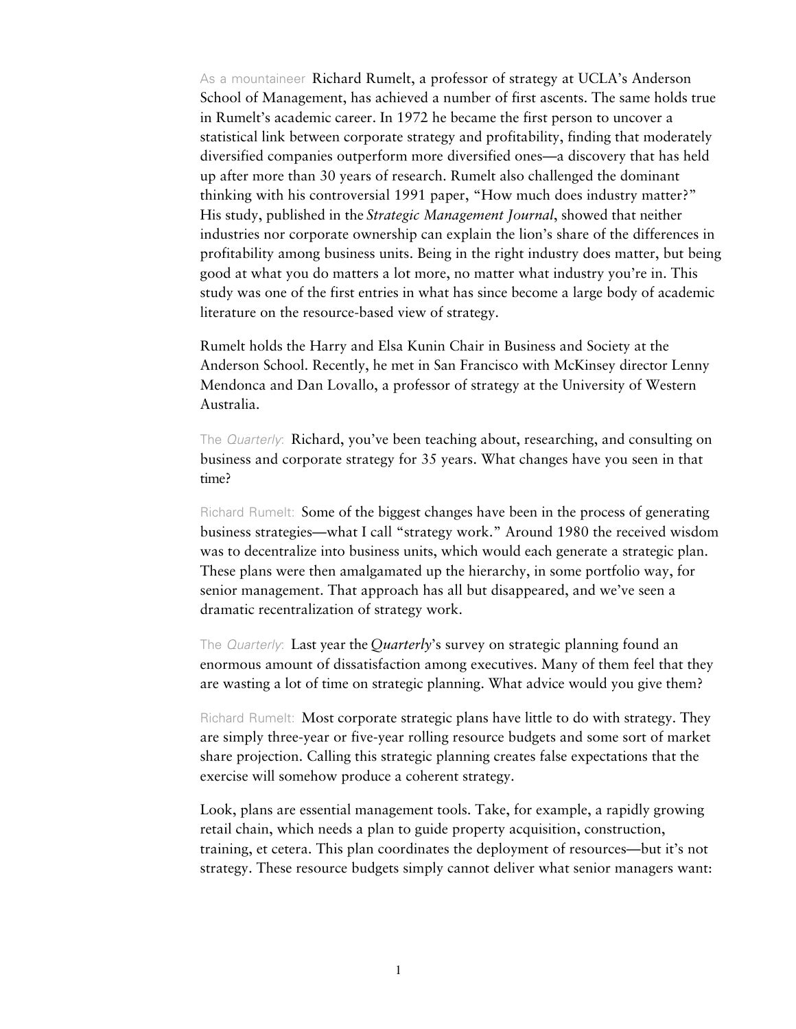As a mountaineer Richard Rumelt, a professor of strategy at UCLA's Anderson School of Management, has achieved a number of first ascents. The same holds true in Rumelt's academic career. In 1972 he became the first person to uncover a statistical link between corporate strategy and profitability, finding that moderately diversified companies outperform more diversified ones—a discovery that has held up after more than 30 years of research. Rumelt also challenged the dominant thinking with his controversial 1991 paper, "How much does industry matter?" His study, published in the *Strategic Management Journal*, showed that neither industries nor corporate ownership can explain the lion's share of the differences in profitability among business units. Being in the right industry does matter, but being good at what you do matters a lot more, no matter what industry you're in. This study was one of the first entries in what has since become a large body of academic literature on the resource-based view of strategy.

Rumelt holds the Harry and Elsa Kunin Chair in Business and Society at the Anderson School. Recently, he met in San Francisco with McKinsey director Lenny Mendonca and Dan Lovallo, a professor of strategy at the University of Western Australia.

The *Quarterly*: Richard, you've been teaching about, researching, and consulting on business and corporate strategy for 35 years. What changes have you seen in that time?

Richard Rumelt: Some of the biggest changes have been in the process of generating business strategies—what I call "strategy work." Around 1980 the received wisdom was to decentralize into business units, which would each generate a strategic plan. These plans were then amalgamated up the hierarchy, in some portfolio way, for senior management. That approach has all but disappeared, and we've seen a dramatic recentralization of strategy work.

The *Quarterly*: Last year the *Quarterly*'s survey on strategic planning found an enormous amount of dissatisfaction among executives. Many of them feel that they are wasting a lot of time on strategic planning. What advice would you give them?

Richard Rumelt: Most corporate strategic plans have little to do with strategy. They are simply three-year or five-year rolling resource budgets and some sort of market share projection. Calling this strategic planning creates false expectations that the exercise will somehow produce a coherent strategy.

Look, plans are essential management tools. Take, for example, a rapidly growing retail chain, which needs a plan to guide property acquisition, construction, training, et cetera. This plan coordinates the deployment of resources—but it's not strategy. These resource budgets simply cannot deliver what senior managers want: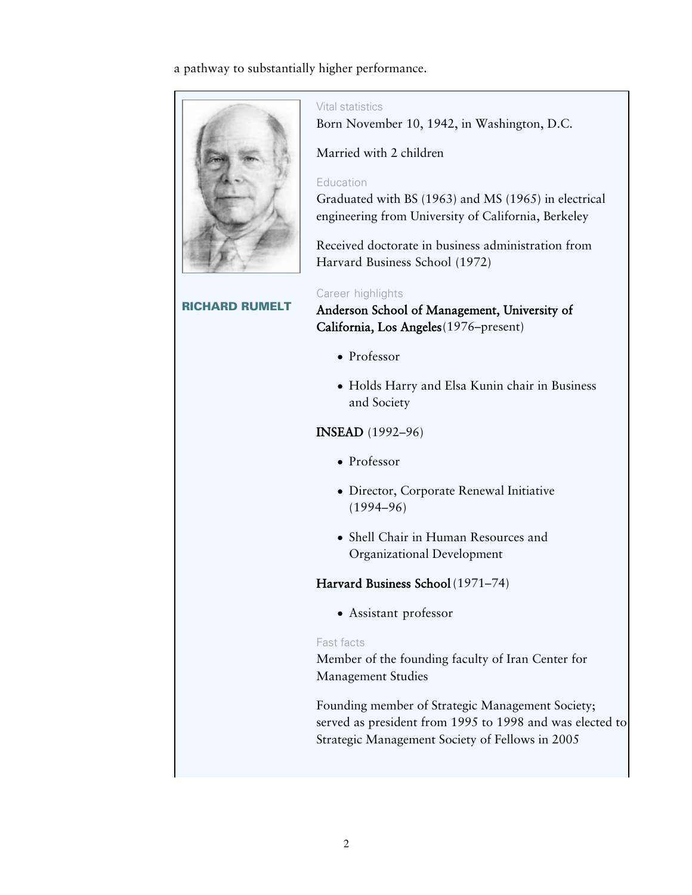a pathway to substantially higher performance.

**RICHARD RUMELT**

Vital statistics

Born November 10, 1942, in Washington, D.C.

Married with 2 children

Education

Graduated with BS (1963) and MS (1965) in electrical engineering from University of California, Berkeley

Received doctorate in business administration from Harvard Business School (1972)

Career highlights

**Anderson School of Management, University of California, Los Angeles** (1976–present)

- Professor
- Holds Harry and Elsa Kunin chair in Business and Society

**INSEAD** (1992–96)

- Professor
- Director, Corporate Renewal Initiative (1994–96)
- Shell Chair in Human Resources and Organizational Development

**Harvard Business School** (1971–74)

- Assistant professor

Fast facts

Member of the founding faculty of Iran Center for Management Studies

Founding member of Strategic Management Society; served as president from 1995 to 1998 and was elected to Strategic Management Society of Fellows in 2005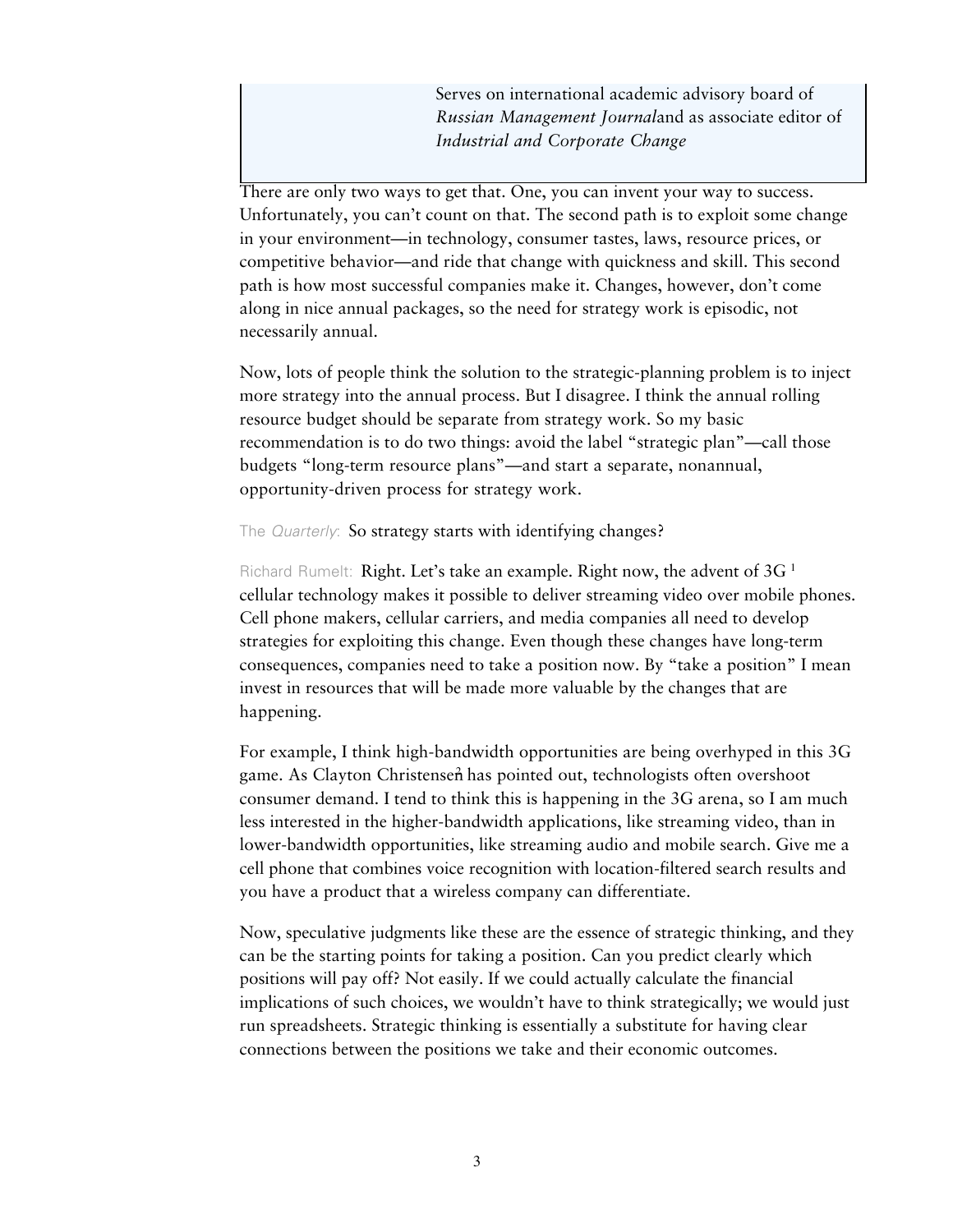Serves on international academic advisory board of *Russian Management Journal* and as associate editor of *Industrial and Corporate Change*

There are only two ways to get that. One, you can invent your way to success. Unfortunately, you can't count on that. The second path is to exploit some change in your environment—in technology, consumer tastes, laws, resource prices, or competitive behavior—and ride that change with quickness and skill. This second path is how most successful companies make it. Changes, however, don't come along in nice annual packages, so the need for strategy work is episodic, not necessarily annual.

Now, lots of people think the solution to the strategic-planning problem is to inject more strategy into the annual process. But I disagree. I think the annual rolling resource budget should be separate from strategy work. So my basic recommendation is to do two things: avoid the label "strategic plan"—call those budgets "long-term resource plans"—and start a separate, nonannual, opportunity-driven process for strategy work.

The *Quarterly*: So strategy starts with identifying changes?

Richard Rumelt: Right. Let's take an example. Right now, the advent of 3G [1] cellular technology makes it possible to deliver streaming video over mobile phones. Cell phone makers, cellular carriers, and media companies all need to develop strategies for exploiting this change. Even though these changes have long-term consequences, companies need to take a position now. By "take a position" I mean invest in resources that will be made more valuable by the changes that are happening.

For example, I think high-bandwidth opportunities are being overhyped in this 3G game. As Clayton Christensen[2] has pointed out, technologists often overshoot consumer demand. I tend to think this is happening in the 3G arena, so I am much less interested in the higher-bandwidth applications, like streaming video, than in lower-bandwidth opportunities, like streaming audio and mobile search. Give me a cell phone that combines voice recognition with location-filtered search results and you have a product that a wireless company can differentiate.

Now, speculative judgments like these are the essence of strategic thinking, and they can be the starting points for taking a position. Can you predict clearly which positions will pay off? Not easily. If we could actually calculate the financial implications of such choices, we wouldn't have to think strategically; we would just run spreadsheets. Strategic thinking is essentially a substitute for having clear connections between the positions we take and their economic outcomes.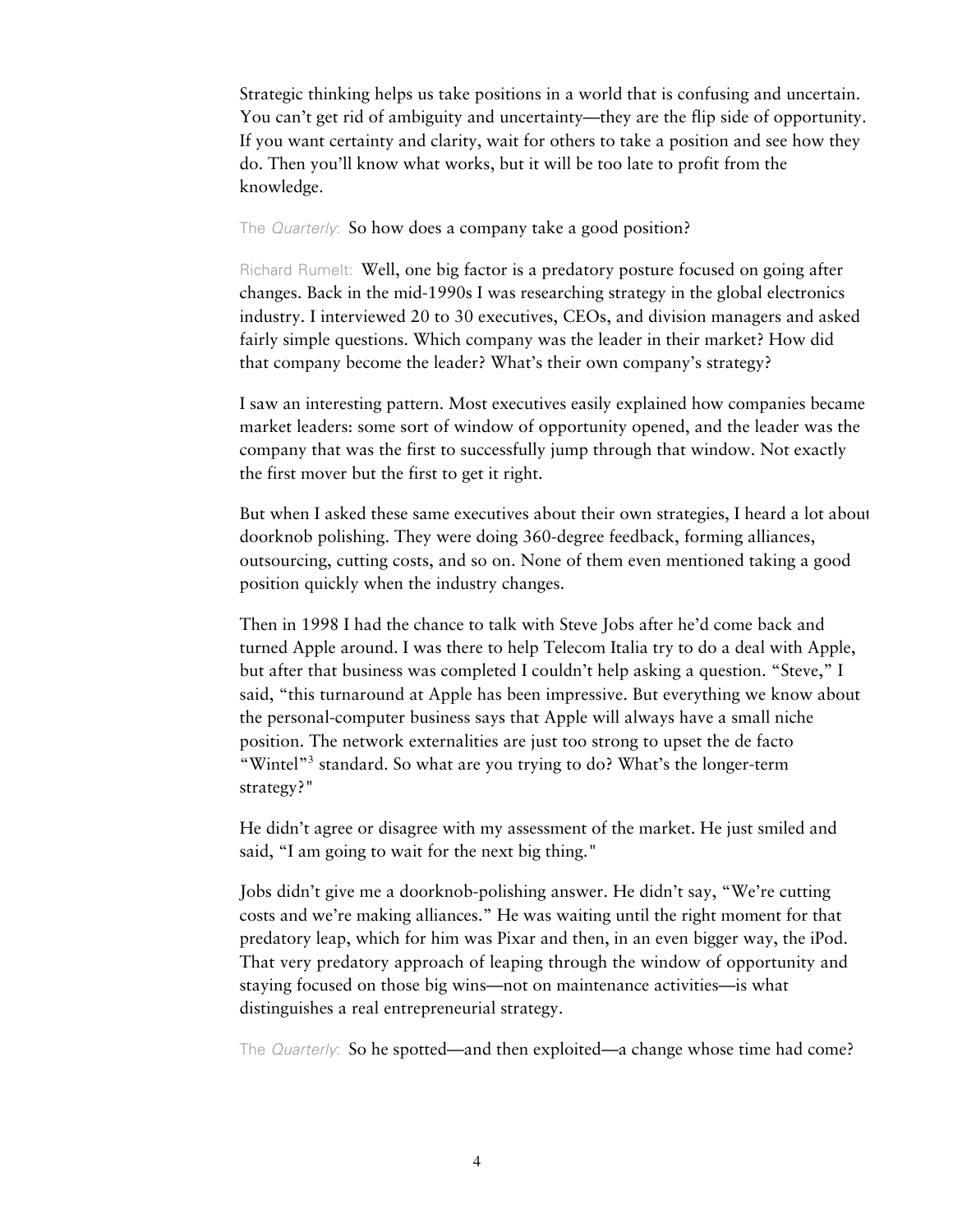Strategic thinking helps us take positions in a world that is confusing and uncertain. You can't get rid of ambiguity and uncertainty—they are the flip side of opportunity. If you want certainty and clarity, wait for others to take a position and see how they do. Then you'll know what works, but it will be too late to profit from the knowledge.

The *Quarterly*: So how does a company take a good position?

Richard Rumelt: Well, one big factor is a predatory posture focused on going after changes. Back in the mid-1990s I was researching strategy in the global electronics industry. I interviewed 20 to 30 executives, CEOs, and division managers and asked fairly simple questions. Which company was the leader in their market? How did that company become the leader? What's their own company's strategy?

I saw an interesting pattern. Most executives easily explained how companies became market leaders: some sort of window of opportunity opened, and the leader was the company that was the first to successfully jump through that window. Not exactly the first mover but the first to get it right.

But when I asked these same executives about their own strategies, I heard a lot about doorknob polishing. They were doing 360-degree feedback, forming alliances, outsourcing, cutting costs, and so on. None of them even mentioned taking a good position quickly when the industry changes.

Then in 1998 I had the chance to talk with Steve Jobs after he'd come back and turned Apple around. I was there to help Telecom Italia try to do a deal with Apple, but after that business was completed I couldn't help asking a question. "Steve," I said, "this turnaround at Apple has been impressive. But everything we know about the personal-computer business says that Apple will always have a small niche position. The network externalities are just too strong to upset the de facto "Wintel"[3] standard. So what are you trying to do? What's the longer-term strategy?"

He didn't agree or disagree with my assessment of the market. He just smiled and said, "I am going to wait for the next big thing."

Jobs didn't give me a doorknob-polishing answer. He didn't say, "We're cutting costs and we're making alliances." He was waiting until the right moment for that predatory leap, which for him was Pixar and then, in an even bigger way, the iPod. That very predatory approach of leaping through the window of opportunity and staying focused on those big wins—not on maintenance activities—is what distinguishes a real entrepreneurial strategy.

The *Quarterly*: So he spotted—and then exploited—a change whose time had come?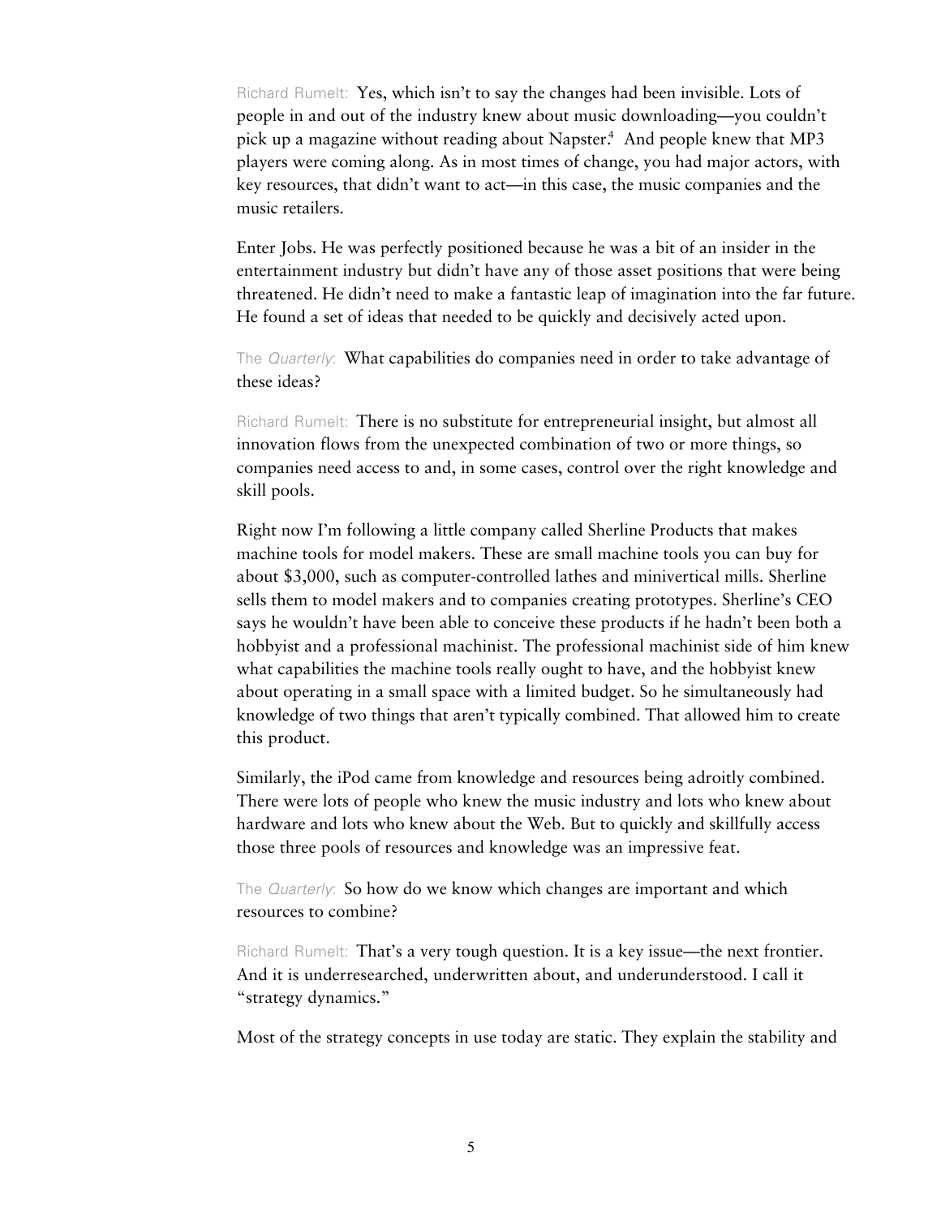Richard Rumelt: Yes, which isn't to say the changes had been invisible. Lots of people in and out of the industry knew about music downloading—you couldn't pick up a magazine without reading about Napster.[4] And people knew that MP3 players were coming along. As in most times of change, you had major actors, with key resources, that didn't want to act—in this case, the music companies and the music retailers.

Enter Jobs. He was perfectly positioned because he was a bit of an insider in the entertainment industry but didn't have any of those asset positions that were being threatened. He didn't need to make a fantastic leap of imagination into the far future. He found a set of ideas that needed to be quickly and decisively acted upon.

The *Quarterly*: What capabilities do companies need in order to take advantage of these ideas?

Richard Rumelt: There is no substitute for entrepreneurial insight, but almost all innovation flows from the unexpected combination of two or more things, so companies need access to and, in some cases, control over the right knowledge and skill pools.

Right now I'm following a little company called Sherline Products that makes machine tools for model makers. These are small machine tools you can buy for about $3,000, such as computer-controlled lathes and minivertical mills. Sherline sells them to model makers and to companies creating prototypes. Sherline's CEO says he wouldn't have been able to conceive these products if he hadn't been both a hobbyist and a professional machinist. The professional machinist side of him knew what capabilities the machine tools really ought to have, and the hobbyist knew about operating in a small space with a limited budget. So he simultaneously had knowledge of two things that aren't typically combined. That allowed him to create this product.

Similarly, the iPod came from knowledge and resources being adroitly combined. There were lots of people who knew the music industry and lots who knew about hardware and lots who knew about the Web. But to quickly and skillfully access those three pools of resources and knowledge was an impressive feat.

The *Quarterly*: So how do we know which changes are important and which resources to combine?

Richard Rumelt: That's a very tough question. It is a key issue—the next frontier. And it is underresearched, underwritten about, and underunderstood. I call it "strategy dynamics."

Most of the strategy concepts in use today are static. They explain the stability and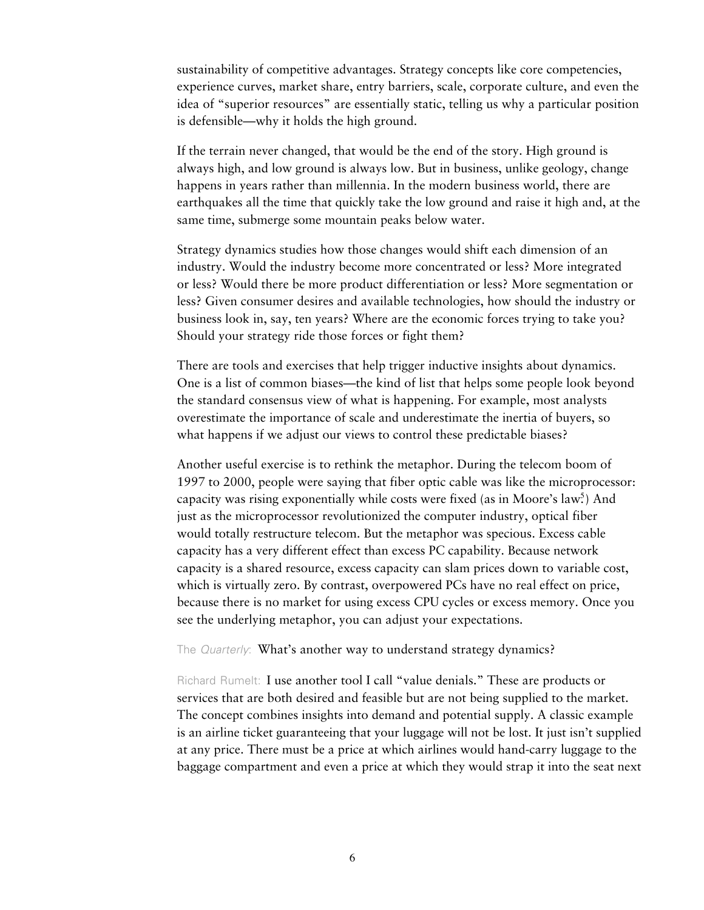sustainability of competitive advantages. Strategy concepts like core competencies, experience curves, market share, entry barriers, scale, corporate culture, and even the idea of "superior resources" are essentially static, telling us why a particular position is defensible—why it holds the high ground.

If the terrain never changed, that would be the end of the story. High ground is always high, and low ground is always low. But in business, unlike geology, change happens in years rather than millennia. In the modern business world, there are earthquakes all the time that quickly take the low ground and raise it high and, at the same time, submerge some mountain peaks below water.

Strategy dynamics studies how those changes would shift each dimension of an industry. Would the industry become more concentrated or less? More integrated or less? Would there be more product differentiation or less? More segmentation or less? Given consumer desires and available technologies, how should the industry or business look in, say, ten years? Where are the economic forces trying to take you? Should your strategy ride those forces or fight them?

There are tools and exercises that help trigger inductive insights about dynamics. One is a list of common biases—the kind of list that helps some people look beyond the standard consensus view of what is happening. For example, most analysts overestimate the importance of scale and underestimate the inertia of buyers, so what happens if we adjust our views to control these predictable biases?

Another useful exercise is to rethink the metaphor. During the telecom boom of 1997 to 2000, people were saying that fiber optic cable was like the microprocessor: capacity was rising exponentially while costs were fixed (as in Moore's law.[5]) And just as the microprocessor revolutionized the computer industry, optical fiber would totally restructure telecom. But the metaphor was specious. Excess cable capacity has a very different effect than excess PC capability. Because network capacity is a shared resource, excess capacity can slam prices down to variable cost, which is virtually zero. By contrast, overpowered PCs have no real effect on price, because there is no market for using excess CPU cycles or excess memory. Once you see the underlying metaphor, you can adjust your expectations.

The *Quarterly*: What's another way to understand strategy dynamics?

Richard Rumelt: I use another tool I call "value denials." These are products or services that are both desired and feasible but are not being supplied to the market. The concept combines insights into demand and potential supply. A classic example is an airline ticket guaranteeing that your luggage will not be lost. It just isn't supplied at any price. There must be a price at which airlines would hand-carry luggage to the baggage compartment and even a price at which they would strap it into the seat next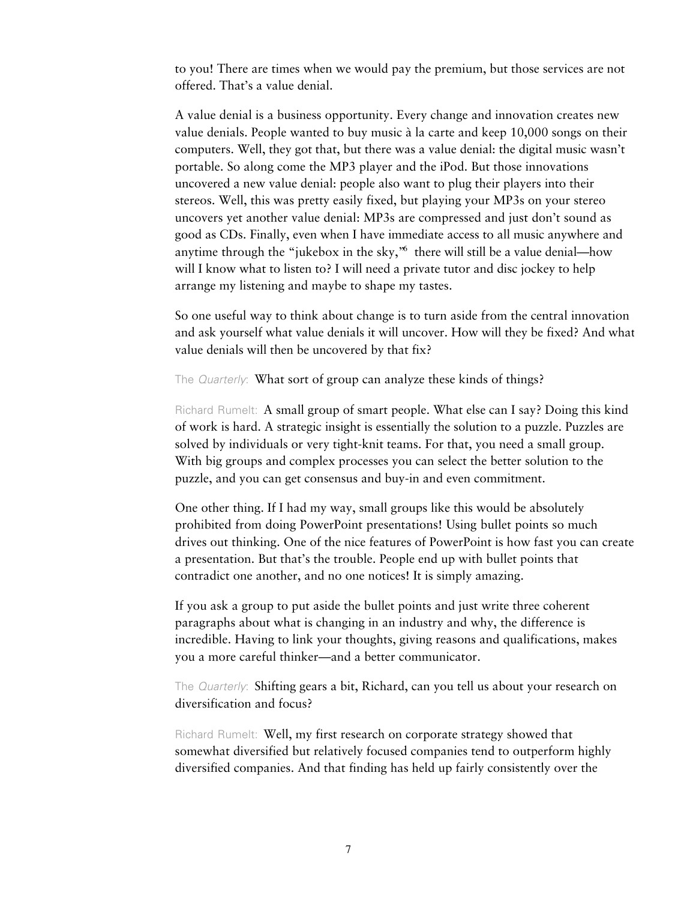to you! There are times when we would pay the premium, but those services are not offered. That's a value denial.

A value denial is a business opportunity. Every change and innovation creates new value denials. People wanted to buy music à la carte and keep 10,000 songs on their computers. Well, they got that, but there was a value denial: the digital music wasn't portable. So along come the MP3 player and the iPod. But those innovations uncovered a new value denial: people also want to plug their players into their stereos. Well, this was pretty easily fixed, but playing your MP3s on your stereo uncovers yet another value denial: MP3s are compressed and just don't sound as good as CDs. Finally, even when I have immediate access to all music anywhere and anytime through the "jukebox in the sky,"[6] there will still be a value denial—how will I know what to listen to? I will need a private tutor and disc jockey to help arrange my listening and maybe to shape my tastes.

So one useful way to think about change is to turn aside from the central innovation and ask yourself what value denials it will uncover. How will they be fixed? And what value denials will then be uncovered by that fix?

The *Quarterly*: What sort of group can analyze these kinds of things?

Richard Rumelt: A small group of smart people. What else can I say? Doing this kind of work is hard. A strategic insight is essentially the solution to a puzzle. Puzzles are solved by individuals or very tight-knit teams. For that, you need a small group. With big groups and complex processes you can select the better solution to the puzzle, and you can get consensus and buy-in and even commitment.

One other thing. If I had my way, small groups like this would be absolutely prohibited from doing PowerPoint presentations! Using bullet points so much drives out thinking. One of the nice features of PowerPoint is how fast you can create a presentation. But that's the trouble. People end up with bullet points that contradict one another, and no one notices! It is simply amazing.

If you ask a group to put aside the bullet points and just write three coherent paragraphs about what is changing in an industry and why, the difference is incredible. Having to link your thoughts, giving reasons and qualifications, makes you a more careful thinker—and a better communicator.

The *Quarterly*: Shifting gears a bit, Richard, can you tell us about your research on diversification and focus?

Richard Rumelt: Well, my first research on corporate strategy showed that somewhat diversified but relatively focused companies tend to outperform highly diversified companies. And that finding has held up fairly consistently over the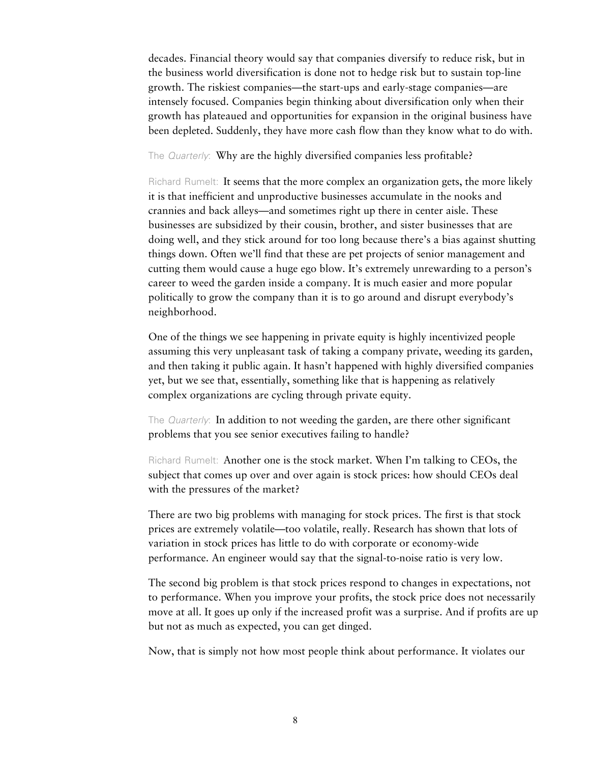decades. Financial theory would say that companies diversify to reduce risk, but in the business world diversification is done not to hedge risk but to sustain top-line growth. The riskiest companies—the start-ups and early-stage companies—are intensely focused. Companies begin thinking about diversification only when their growth has plateaued and opportunities for expansion in the original business have been depleted. Suddenly, they have more cash flow than they know what to do with.

The *Quarterly*: Why are the highly diversified companies less profitable?

Richard Rumelt: It seems that the more complex an organization gets, the more likely it is that inefficient and unproductive businesses accumulate in the nooks and crannies and back alleys—and sometimes right up there in center aisle. These businesses are subsidized by their cousin, brother, and sister businesses that are doing well, and they stick around for too long because there's a bias against shutting things down. Often we'll find that these are pet projects of senior management and cutting them would cause a huge ego blow. It's extremely unrewarding to a person's career to weed the garden inside a company. It is much easier and more popular politically to grow the company than it is to go around and disrupt everybody's neighborhood.

One of the things we see happening in private equity is highly incentivized people assuming this very unpleasant task of taking a company private, weeding its garden, and then taking it public again. It hasn't happened with highly diversified companies yet, but we see that, essentially, something like that is happening as relatively complex organizations are cycling through private equity.

The *Quarterly*: In addition to not weeding the garden, are there other significant problems that you see senior executives failing to handle?

Richard Rumelt: Another one is the stock market. When I'm talking to CEOs, the subject that comes up over and over again is stock prices: how should CEOs deal with the pressures of the market?

There are two big problems with managing for stock prices. The first is that stock prices are extremely volatile—too volatile, really. Research has shown that lots of variation in stock prices has little to do with corporate or economy-wide performance. An engineer would say that the signal-to-noise ratio is very low.

The second big problem is that stock prices respond to changes in expectations, not to performance. When you improve your profits, the stock price does not necessarily move at all. It goes up only if the increased profit was a surprise. And if profits are up but not as much as expected, you can get dinged.

Now, that is simply not how most people think about performance. It violates our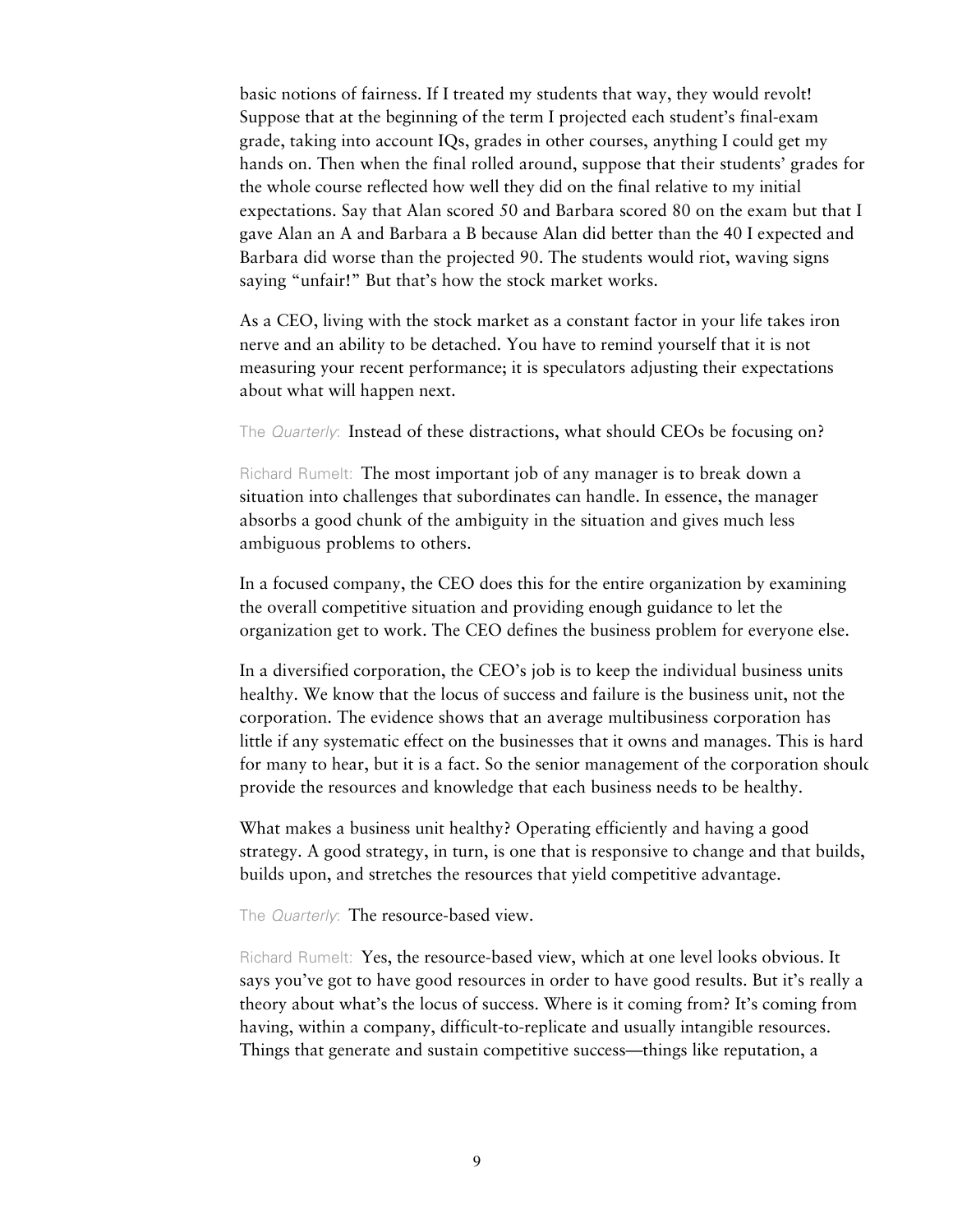basic notions of fairness. If I treated my students that way, they would revolt! Suppose that at the beginning of the term I projected each student's final-exam grade, taking into account IQs, grades in other courses, anything I could get my hands on. Then when the final rolled around, suppose that their students' grades for the whole course reflected how well they did on the final relative to my initial expectations. Say that Alan scored 50 and Barbara scored 80 on the exam but that I gave Alan an A and Barbara a B because Alan did better than the 40 I expected and Barbara did worse than the projected 90. The students would riot, waving signs saying "unfair!" But that's how the stock market works.

As a CEO, living with the stock market as a constant factor in your life takes iron nerve and an ability to be detached. You have to remind yourself that it is not measuring your recent performance; it is speculators adjusting their expectations about what will happen next.

The *Quarterly*: Instead of these distractions, what should CEOs be focusing on?

Richard Rumelt: The most important job of any manager is to break down a situation into challenges that subordinates can handle. In essence, the manager absorbs a good chunk of the ambiguity in the situation and gives much less ambiguous problems to others.

In a focused company, the CEO does this for the entire organization by examining the overall competitive situation and providing enough guidance to let the organization get to work. The CEO defines the business problem for everyone else.

In a diversified corporation, the CEO's job is to keep the individual business units healthy. We know that the locus of success and failure is the business unit, not the corporation. The evidence shows that an average multibusiness corporation has little if any systematic effect on the businesses that it owns and manages. This is hard for many to hear, but it is a fact. So the senior management of the corporation should provide the resources and knowledge that each business needs to be healthy.

What makes a business unit healthy? Operating efficiently and having a good strategy. A good strategy, in turn, is one that is responsive to change and that builds, builds upon, and stretches the resources that yield competitive advantage.

The *Quarterly*: The resource-based view.

Richard Rumelt: Yes, the resource-based view, which at one level looks obvious. It says you've got to have good resources in order to have good results. But it's really a theory about what's the locus of success. Where is it coming from? It's coming from having, within a company, difficult-to-replicate and usually intangible resources. Things that generate and sustain competitive success—things like reputation, a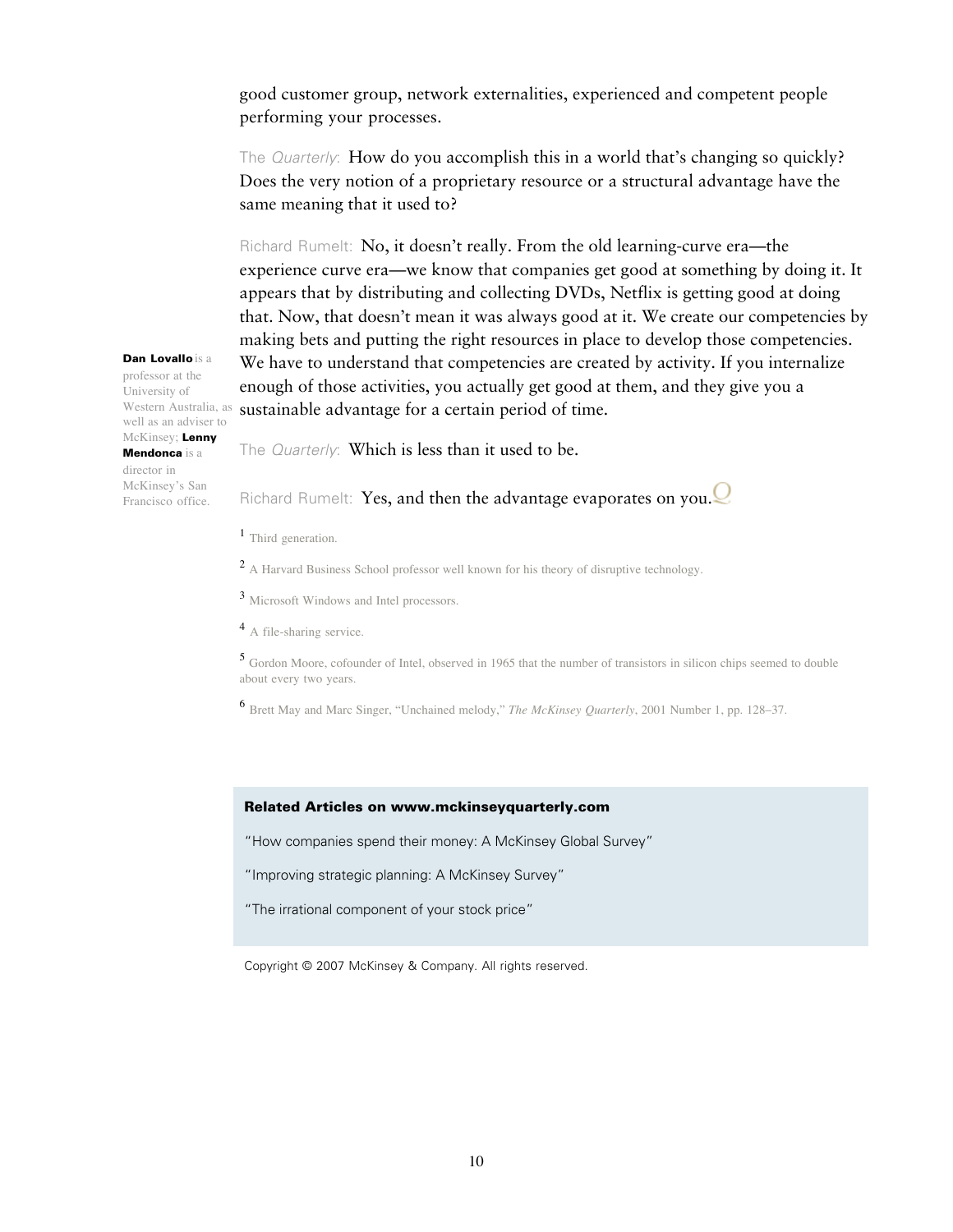good customer group, network externalities, experienced and competent people performing your processes.

The *Quarterly*: How do you accomplish this in a world that's changing so quickly? Does the very notion of a proprietary resource or a structural advantage have the same meaning that it used to?

Richard Rumelt: No, it doesn't really. From the old learning-curve era—the experience curve era—we know that companies get good at something by doing it. It appears that by distributing and collecting DVDs, Netflix is getting good at doing that. Now, that doesn't mean it was always good at it. We create our competencies by making bets and putting the right resources in place to develop those competencies. We have to understand that competencies are created by activity. If you internalize enough of those activities, you actually get good at them, and they give you a sustainable advantage for a certain period of time.

The *Quarterly*: Which is less than it used to be.

Richard Rumelt: Yes, and then the advantage evaporates on you.

**Dan Lovallo** is a professor at the University of Western Australia, as well as an adviser to McKinsey; **Lenny Mendonca** is a director in McKinsey's San Francisco office.

[1] Third generation.

[2] A Harvard Business School professor well known for his theory of disruptive technology.

[3] Microsoft Windows and Intel processors.

[4] A file-sharing service.

[5] Gordon Moore, cofounder of Intel, observed in 1965 that the number of transistors in silicon chips seemed to double about every two years.

[6] Brett May and Marc Singer, "Unchained melody," *The McKinsey Quarterly*, 2001 Number 1, pp. 128–37.

**Related Articles on www.mckinseyquarterly.com**

"How companies spend their money: A McKinsey Global Survey"

"Improving strategic planning: A McKinsey Survey"

"The irrational component of your stock price"

Copyright © 2007 McKinsey & Company. All rights reserved.